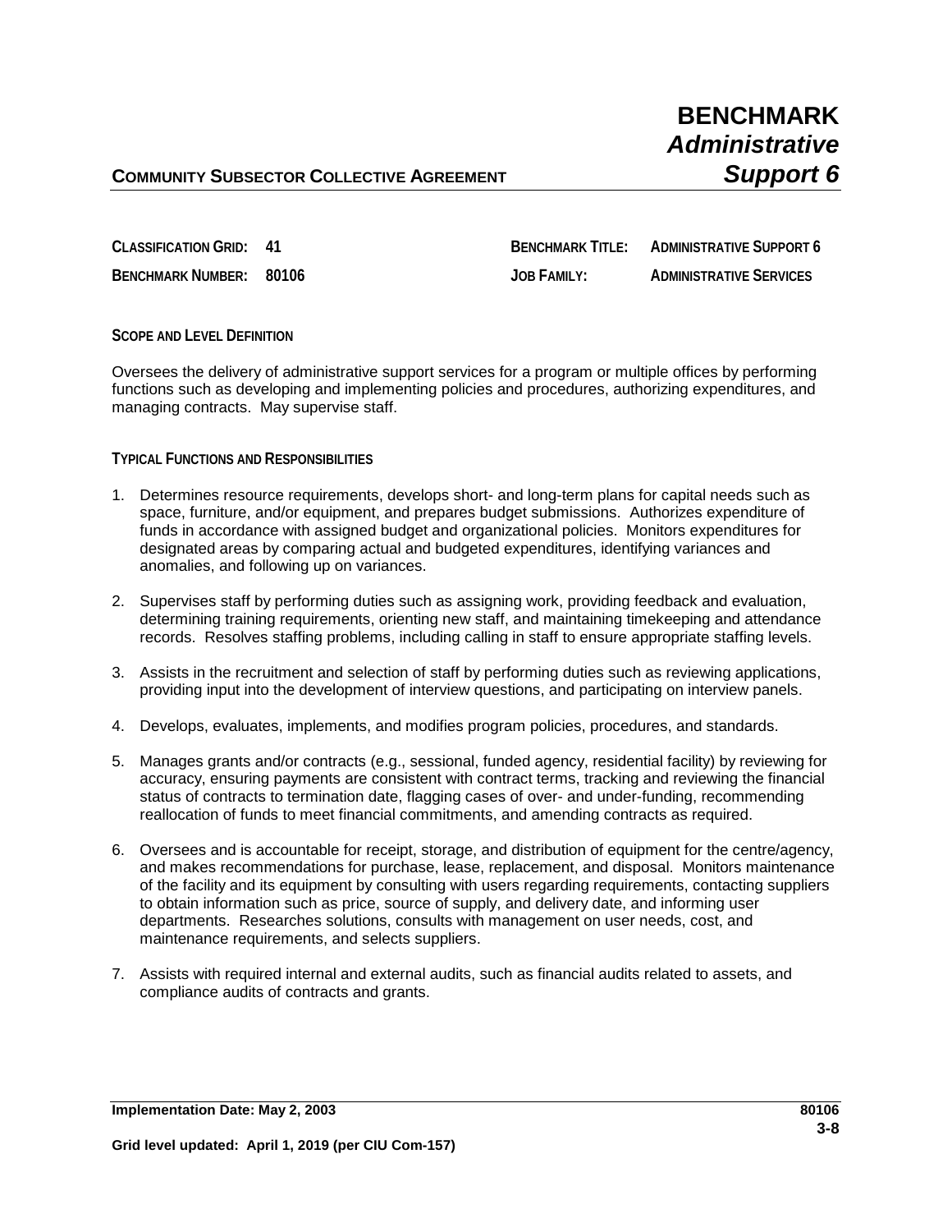# BENCHMARK *Administrative Support 6*

**COMMUNITY SUBSECTOR COLLECTIVE AGREEMENT**

| | | | |
|---|---|---|---|
| **CLASSIFICATION GRID:** | **41** | **BENCHMARK TITLE:** | **ADMINISTRATIVE SUPPORT 6** |
| **BENCHMARK NUMBER:** | **80106** | **JOB FAMILY:** | **ADMINISTRATIVE SERVICES** |

**SCOPE AND LEVEL DEFINITION**

Oversees the delivery of administrative support services for a program or multiple offices by performing functions such as developing and implementing policies and procedures, authorizing expenditures, and managing contracts. May supervise staff.

**TYPICAL FUNCTIONS AND RESPONSIBILITIES**

1. Determines resource requirements, develops short- and long-term plans for capital needs such as space, furniture, and/or equipment, and prepares budget submissions. Authorizes expenditure of funds in accordance with assigned budget and organizational policies. Monitors expenditures for designated areas by comparing actual and budgeted expenditures, identifying variances and anomalies, and following up on variances.

2. Supervises staff by performing duties such as assigning work, providing feedback and evaluation, determining training requirements, orienting new staff, and maintaining timekeeping and attendance records. Resolves staffing problems, including calling in staff to ensure appropriate staffing levels.

3. Assists in the recruitment and selection of staff by performing duties such as reviewing applications, providing input into the development of interview questions, and participating on interview panels.

4. Develops, evaluates, implements, and modifies program policies, procedures, and standards.

5. Manages grants and/or contracts (e.g., sessional, funded agency, residential facility) by reviewing for accuracy, ensuring payments are consistent with contract terms, tracking and reviewing the financial status of contracts to termination date, flagging cases of over- and under-funding, recommending reallocation of funds to meet financial commitments, and amending contracts as required.

6. Oversees and is accountable for receipt, storage, and distribution of equipment for the centre/agency, and makes recommendations for purchase, lease, replacement, and disposal. Monitors maintenance of the facility and its equipment by consulting with users regarding requirements, contacting suppliers to obtain information such as price, source of supply, and delivery date, and informing user departments. Researches solutions, consults with management on user needs, cost, and maintenance requirements, and selects suppliers.

7. Assists with required internal and external audits, such as financial audits related to assets, and compliance audits of contracts and grants.

**Implementation Date: May 2, 2003** **80106**

**Grid level updated: April 1, 2019 (per CIU Com-157)**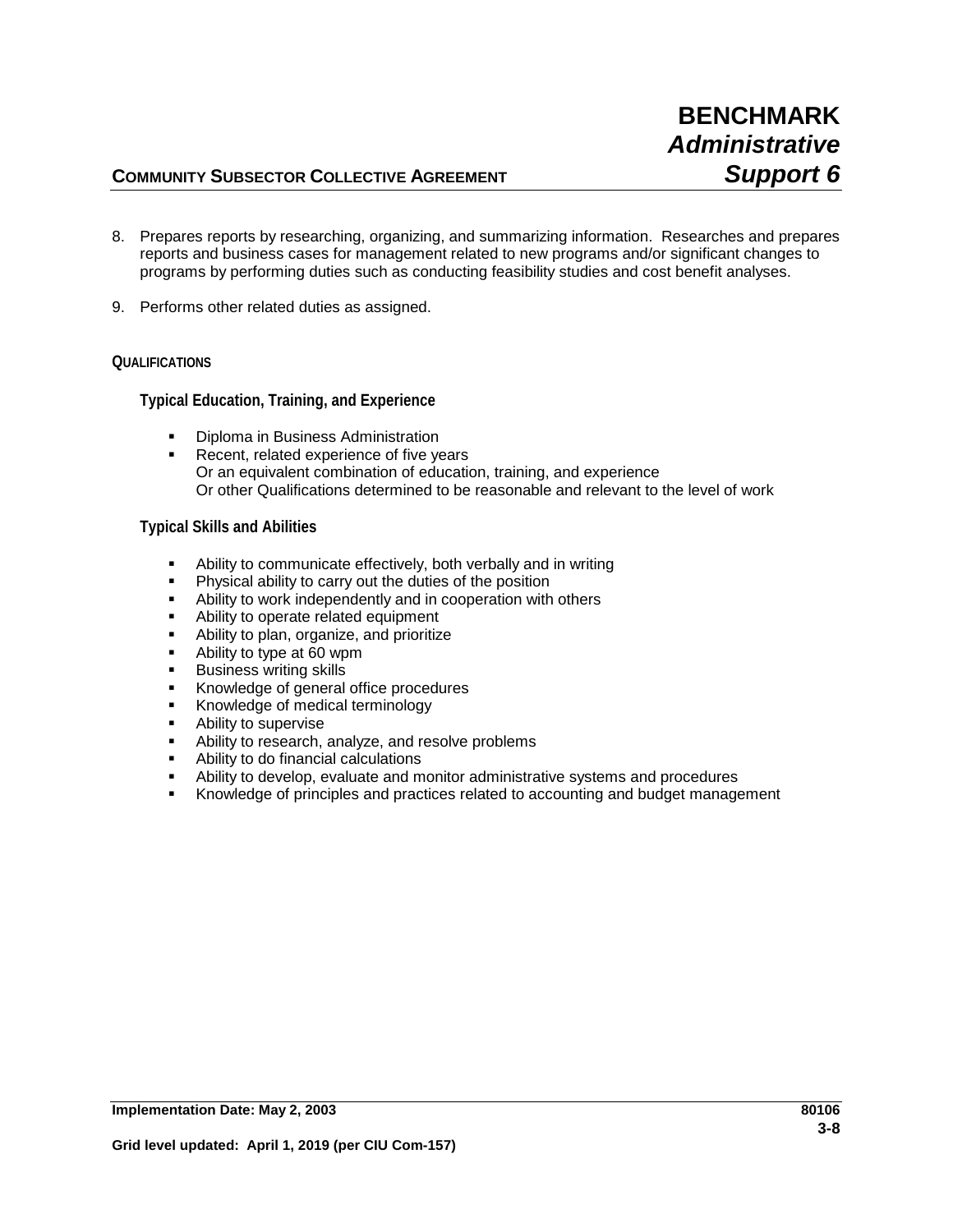8. Prepares reports by researching, organizing, and summarizing information. Researches and prepares reports and business cases for management related to new programs and/or significant changes to programs by performing duties such as conducting feasibility studies and cost benefit analyses.

9. Performs other related duties as assigned.

## QUALIFICATIONS

### Typical Education, Training, and Experience

- Diploma in Business Administration
- Recent, related experience of five years
  Or an equivalent combination of education, training, and experience
  Or other Qualifications determined to be reasonable and relevant to the level of work

### Typical Skills and Abilities

- Ability to communicate effectively, both verbally and in writing
- Physical ability to carry out the duties of the position
- Ability to work independently and in cooperation with others
- Ability to operate related equipment
- Ability to plan, organize, and prioritize
- Ability to type at 60 wpm
- Business writing skills
- Knowledge of general office procedures
- Knowledge of medical terminology
- Ability to supervise
- Ability to research, analyze, and resolve problems
- Ability to do financial calculations
- Ability to develop, evaluate and monitor administrative systems and procedures
- Knowledge of principles and practices related to accounting and budget management

**Implementation Date: May 2, 2003** **80106**

**Grid level updated: April 1, 2019 (per CIU Com-157)**